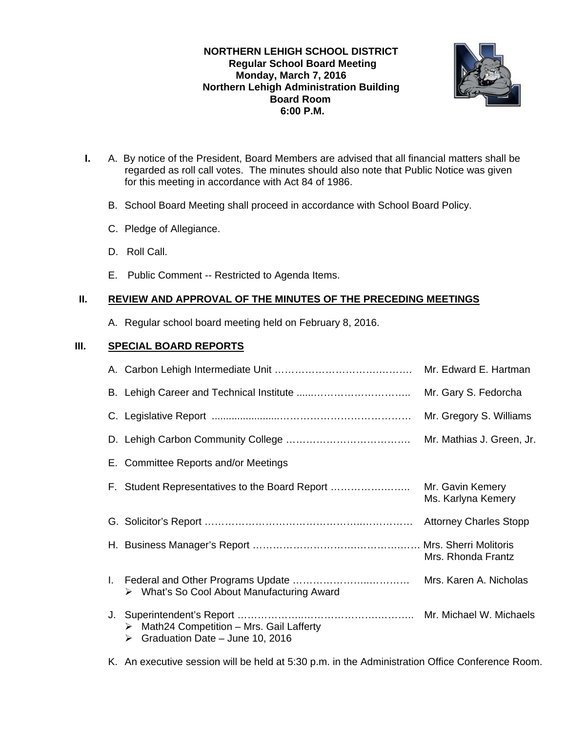**NORTHERN LEHIGH SCHOOL DISTRICT**
**Regular School Board Meeting**
**Monday, March 7, 2016**
**Northern Lehigh Administration Building**
**Board Room**
**6:00 P.M.**

**I.** A. By notice of the President, Board Members are advised that all financial matters shall be regarded as roll call votes. The minutes should also note that Public Notice was given for this meeting in accordance with Act 84 of 1986.

B. School Board Meeting shall proceed in accordance with School Board Policy.

C. Pledge of Allegiance.

D. Roll Call.

E. Public Comment -- Restricted to Agenda Items.

**II. REVIEW AND APPROVAL OF THE MINUTES OF THE PRECEDING MEETINGS**

A. Regular school board meeting held on February 8, 2016.

**III. SPECIAL BOARD REPORTS**

A. Carbon Lehigh Intermediate Unit …………………………………… Mr. Edward E. Hartman

B. Lehigh Career and Technical Institute ......………………………….. Mr. Gary S. Fedorcha

C. Legislative Report .......................………………………………… Mr. Gregory S. Williams

D. Lehigh Carbon Community College ………………………………… Mr. Mathias J. Green, Jr.

E. Committee Reports and/or Meetings

F. Student Representatives to the Board Report ………………….. Mr. Gavin Kemery
Ms. Karlyna Kemery

G. Solicitor's Report …………………………………………………… Attorney Charles Stopp

H. Business Manager's Report ………………………………………… Mrs. Sherri Molitoris
Mrs. Rhonda Frantz

I. Federal and Other Programs Update ……………………………… Mrs. Karen A. Nicholas
- What's So Cool About Manufacturing Award

J. Superintendent's Report …………………………………………….. Mr. Michael W. Michaels
- Math24 Competition – Mrs. Gail Lafferty
- Graduation Date – June 10, 2016

K. An executive session will be held at 5:30 p.m. in the Administration Office Conference Room.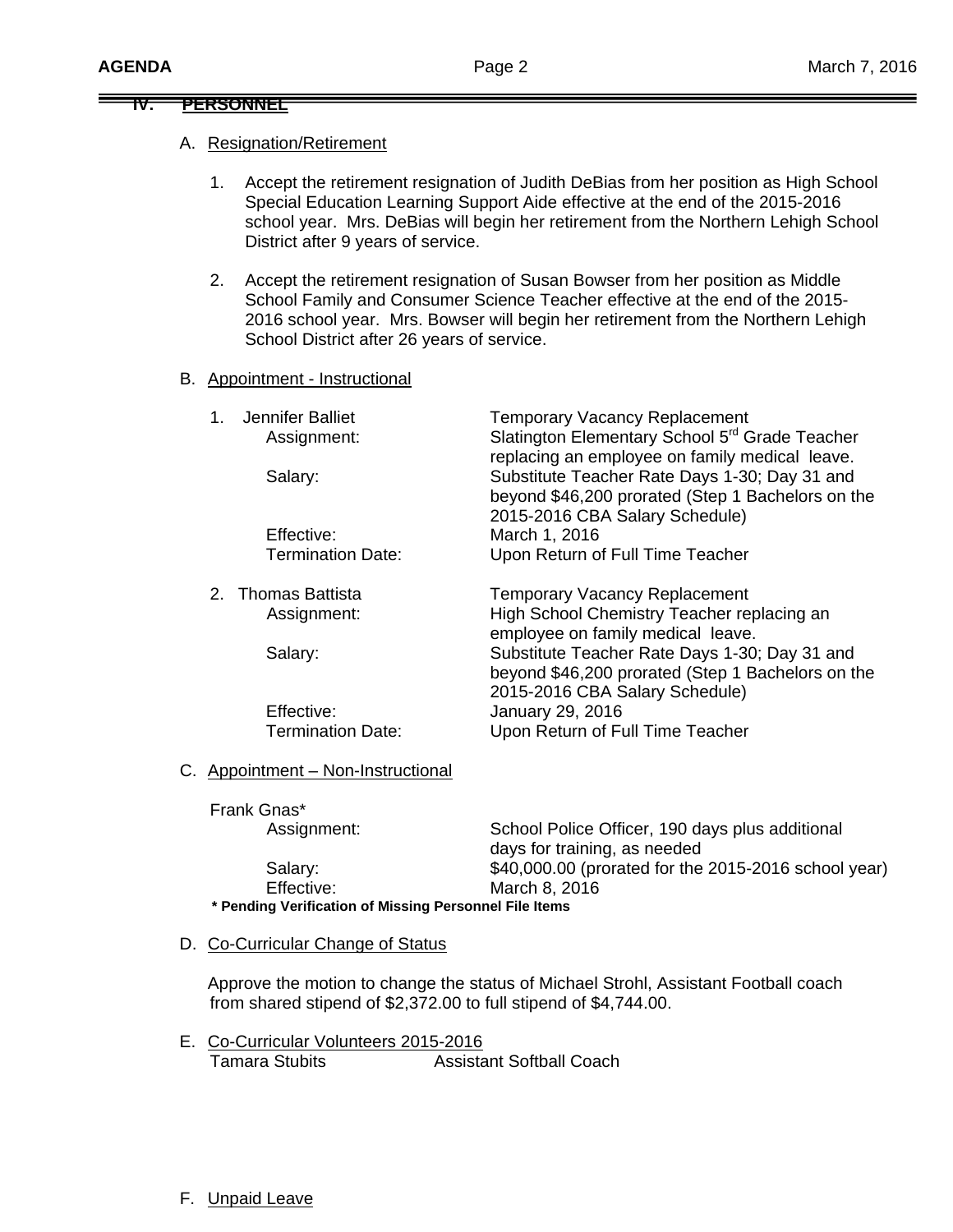## IV. PERSONNEL

A. Resignation/Retirement

1. Accept the retirement resignation of Judith DeBias from her position as High School Special Education Learning Support Aide effective at the end of the 2015-2016 school year. Mrs. DeBias will begin her retirement from the Northern Lehigh School District after 9 years of service.

2. Accept the retirement resignation of Susan Bowser from her position as Middle School Family and Consumer Science Teacher effective at the end of the 2015-2016 school year. Mrs. Bowser will begin her retirement from the Northern Lehigh School District after 26 years of service.

B. Appointment - Instructional

| | |
|---|---|
| 1. Jennifer Balliet | Temporary Vacancy Replacement |
| Assignment: | Slatington Elementary School 5rd Grade Teacher replacing an employee on family medical leave. |
| Salary: | Substitute Teacher Rate Days 1-30; Day 31 and beyond $46,200 prorated (Step 1 Bachelors on the 2015-2016 CBA Salary Schedule) |
| Effective: | March 1, 2016 |
| Termination Date: | Upon Return of Full Time Teacher |

| | |
|---|---|
| 2. Thomas Battista | Temporary Vacancy Replacement |
| Assignment: | High School Chemistry Teacher replacing an employee on family medical leave. |
| Salary: | Substitute Teacher Rate Days 1-30; Day 31 and beyond $46,200 prorated (Step 1 Bachelors on the 2015-2016 CBA Salary Schedule) |
| Effective: | January 29, 2016 |
| Termination Date: | Upon Return of Full Time Teacher |

C. Appointment – Non-Instructional

| | |
|---|---|
| Frank Gnas* | |
| Assignment: | School Police Officer, 190 days plus additional days for training, as needed |
| Salary: | $40,000.00 (prorated for the 2015-2016 school year) |
| Effective: | March 8, 2016 |

**\* Pending Verification of Missing Personnel File Items**

D. Co-Curricular Change of Status

Approve the motion to change the status of Michael Strohl, Assistant Football coach from shared stipend of $2,372.00 to full stipend of $4,744.00.

E. Co-Curricular Volunteers 2015-2016

| | |
|---|---|
| Tamara Stubits | Assistant Softball Coach |

F. Unpaid Leave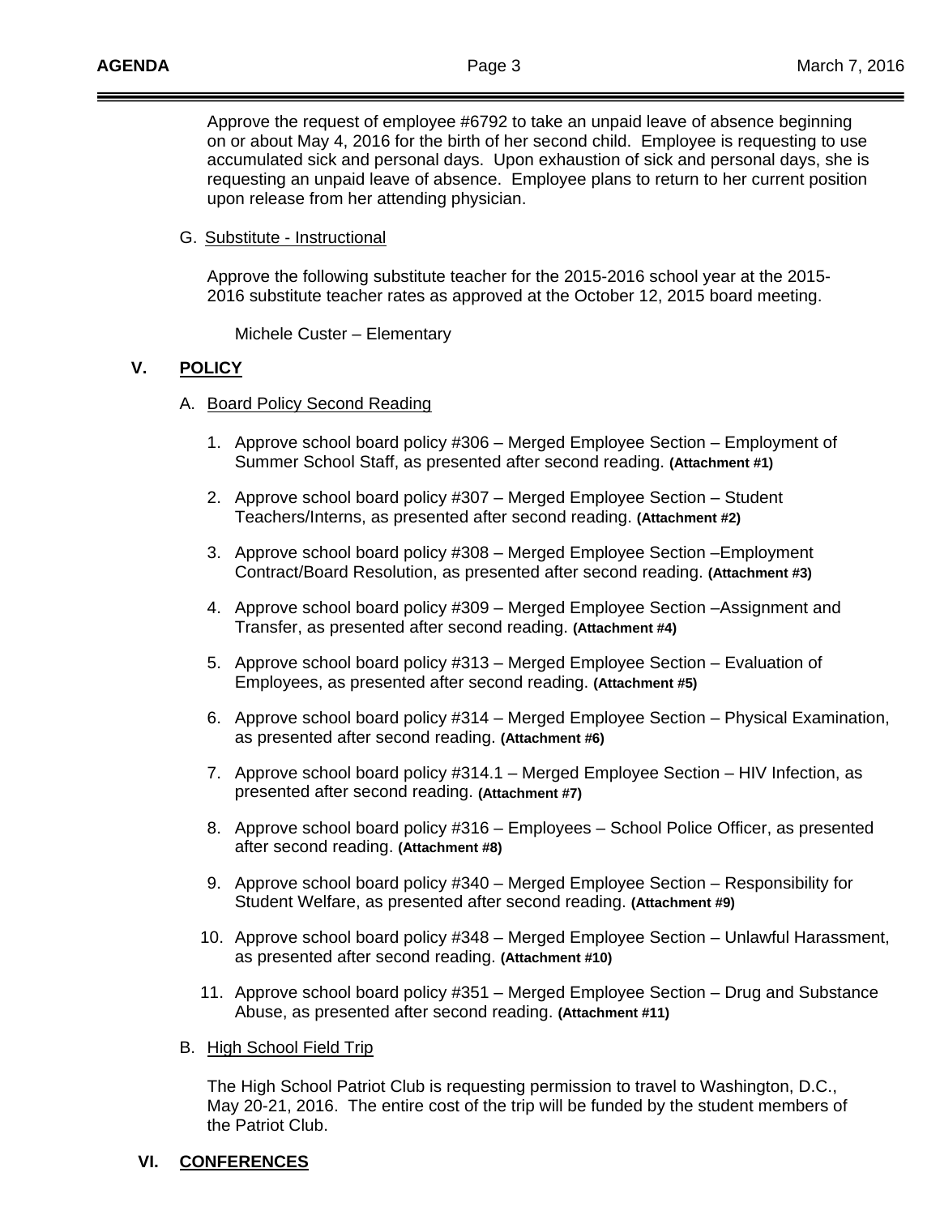Approve the request of employee #6792 to take an unpaid leave of absence beginning on or about May 4, 2016 for the birth of her second child. Employee is requesting to use accumulated sick and personal days. Upon exhaustion of sick and personal days, she is requesting an unpaid leave of absence. Employee plans to return to her current position upon release from her attending physician.

G. Substitute - Instructional

Approve the following substitute teacher for the 2015-2016 school year at the 2015-2016 substitute teacher rates as approved at the October 12, 2015 board meeting.

Michele Custer – Elementary

## V. POLICY

A. Board Policy Second Reading

1. Approve school board policy #306 – Merged Employee Section – Employment of Summer School Staff, as presented after second reading. **(Attachment #1)**
2. Approve school board policy #307 – Merged Employee Section – Student Teachers/Interns, as presented after second reading. **(Attachment #2)**
3. Approve school board policy #308 – Merged Employee Section –Employment Contract/Board Resolution, as presented after second reading. **(Attachment #3)**
4. Approve school board policy #309 – Merged Employee Section –Assignment and Transfer, as presented after second reading. **(Attachment #4)**
5. Approve school board policy #313 – Merged Employee Section – Evaluation of Employees, as presented after second reading. **(Attachment #5)**
6. Approve school board policy #314 – Merged Employee Section – Physical Examination, as presented after second reading. **(Attachment #6)**
7. Approve school board policy #314.1 – Merged Employee Section – HIV Infection, as presented after second reading. **(Attachment #7)**
8. Approve school board policy #316 – Employees – School Police Officer, as presented after second reading. **(Attachment #8)**
9. Approve school board policy #340 – Merged Employee Section – Responsibility for Student Welfare, as presented after second reading. **(Attachment #9)**
10. Approve school board policy #348 – Merged Employee Section – Unlawful Harassment, as presented after second reading. **(Attachment #10)**
11. Approve school board policy #351 – Merged Employee Section – Drug and Substance Abuse, as presented after second reading. **(Attachment #11)**

B. High School Field Trip

The High School Patriot Club is requesting permission to travel to Washington, D.C., May 20-21, 2016. The entire cost of the trip will be funded by the student members of the Patriot Club.

## VI. CONFERENCES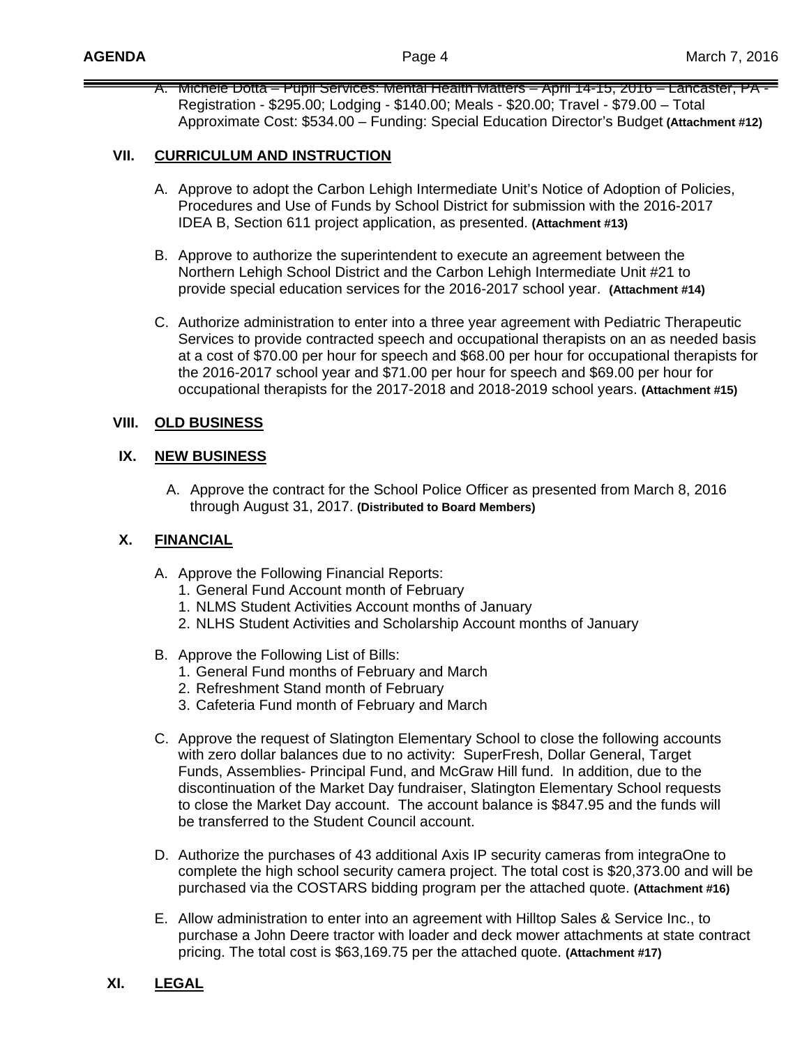A. ~~Michele Dotta – Pupil Services: Mental Health Matters – April 14-15, 2016 – Lancaster, PA -~~ Registration - $295.00; Lodging - $140.00; Meals - $20.00; Travel - $79.00 – Total Approximate Cost: $534.00 – Funding: Special Education Director's Budget **(Attachment #12)**

## VII. CURRICULUM AND INSTRUCTION

A. Approve to adopt the Carbon Lehigh Intermediate Unit's Notice of Adoption of Policies, Procedures and Use of Funds by School District for submission with the 2016-2017 IDEA B, Section 611 project application, as presented. **(Attachment #13)**

B. Approve to authorize the superintendent to execute an agreement between the Northern Lehigh School District and the Carbon Lehigh Intermediate Unit #21 to provide special education services for the 2016-2017 school year. **(Attachment #14)**

C. Authorize administration to enter into a three year agreement with Pediatric Therapeutic Services to provide contracted speech and occupational therapists on an as needed basis at a cost of $70.00 per hour for speech and $68.00 per hour for occupational therapists for the 2016-2017 school year and $71.00 per hour for speech and $69.00 per hour for occupational therapists for the 2017-2018 and 2018-2019 school years. **(Attachment #15)**

## VIII. OLD BUSINESS

## IX. NEW BUSINESS

A. Approve the contract for the School Police Officer as presented from March 8, 2016 through August 31, 2017. **(Distributed to Board Members)**

## X. FINANCIAL

A. Approve the Following Financial Reports:
   1. General Fund Account month of February
   1. NLMS Student Activities Account months of January
   2. NLHS Student Activities and Scholarship Account months of January

B. Approve the Following List of Bills:
   1. General Fund months of February and March
   2. Refreshment Stand month of February
   3. Cafeteria Fund month of February and March

C. Approve the request of Slatington Elementary School to close the following accounts with zero dollar balances due to no activity: SuperFresh, Dollar General, Target Funds, Assemblies- Principal Fund, and McGraw Hill fund. In addition, due to the discontinuation of the Market Day fundraiser, Slatington Elementary School requests to close the Market Day account. The account balance is $847.95 and the funds will be transferred to the Student Council account.

D. Authorize the purchases of 43 additional Axis IP security cameras from integraOne to complete the high school security camera project. The total cost is $20,373.00 and will be purchased via the COSTARS bidding program per the attached quote. **(Attachment #16)**

E. Allow administration to enter into an agreement with Hilltop Sales & Service Inc., to purchase a John Deere tractor with loader and deck mower attachments at state contract pricing. The total cost is $63,169.75 per the attached quote. **(Attachment #17)**

## XI. LEGAL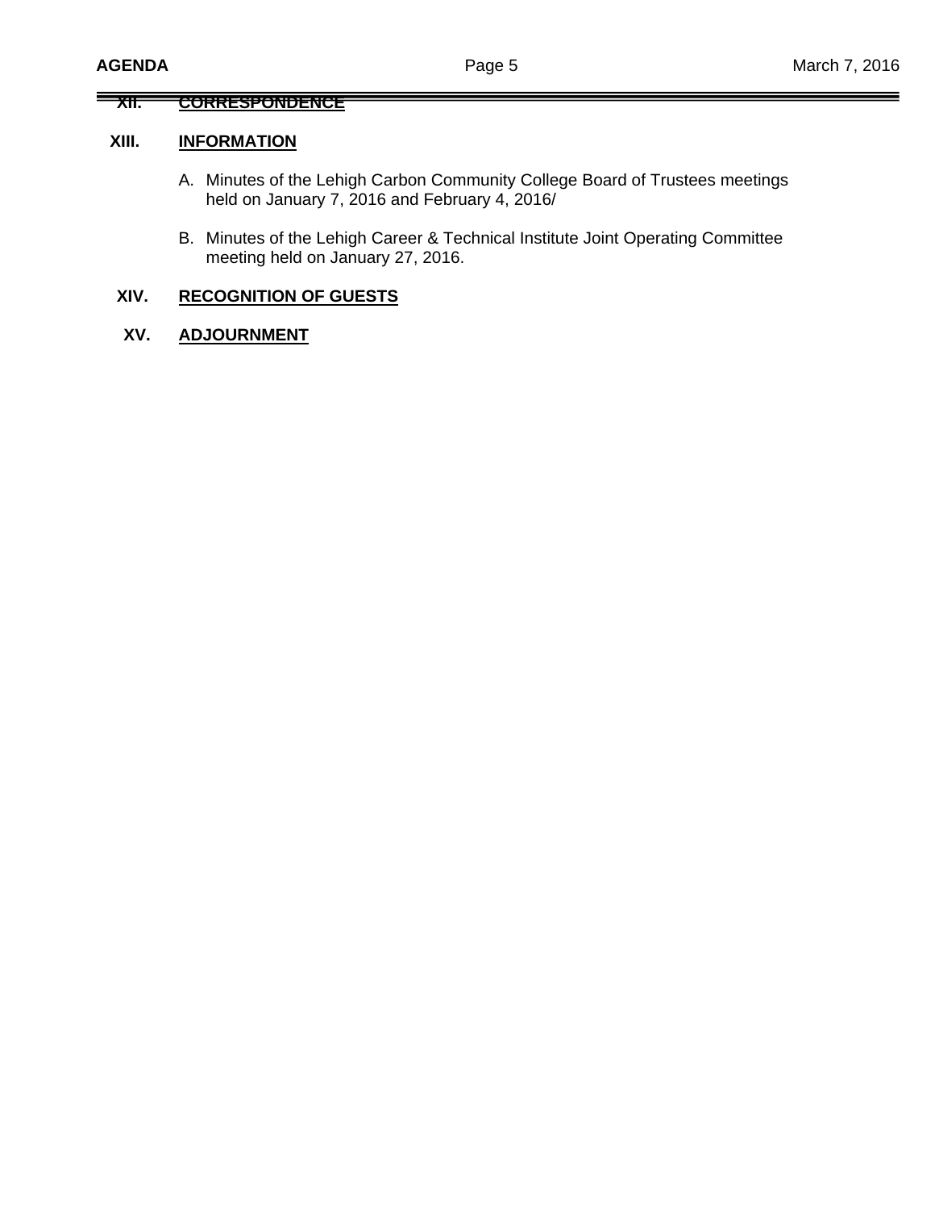## XII. CORRESPONDENCE

## XIII. INFORMATION

A. Minutes of the Lehigh Carbon Community College Board of Trustees meetings held on January 7, 2016 and February 4, 2016/

B. Minutes of the Lehigh Career & Technical Institute Joint Operating Committee meeting held on January 27, 2016.

## XIV. RECOGNITION OF GUESTS

## XV. ADJOURNMENT